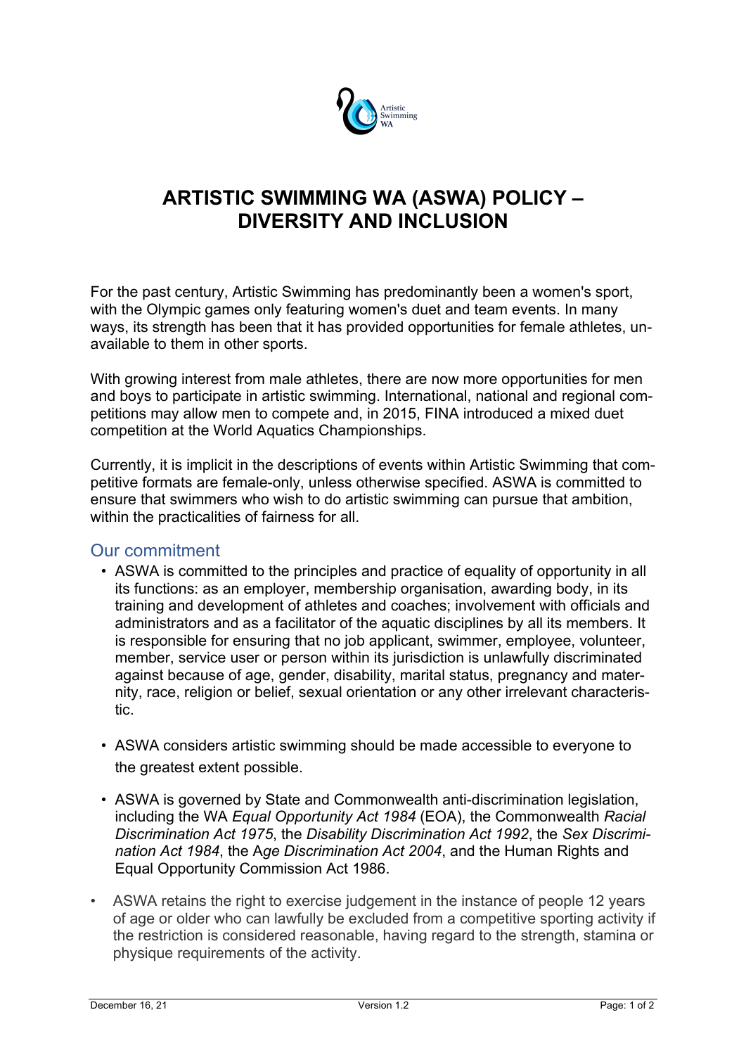# ARTISTIC SWIMMING WA (ASWA) POLICY – DIVERSITY AND INCLUSION

For the past century, Artistic Swimming has predominantly been a women's sport, with the Olympic games only featuring women's duet and team events. In many ways, its strength has been that it has provided opportunities for female athletes, unavailable to them in other sports.

With growing interest from male athletes, there are now more opportunities for men and boys to participate in artistic swimming. International, national and regional competitions may allow men to compete and, in 2015, FINA introduced a mixed duet competition at the World Aquatics Championships.

Currently, it is implicit in the descriptions of events within Artistic Swimming that competitive formats are female-only, unless otherwise specified. ASWA is committed to ensure that swimmers who wish to do artistic swimming can pursue that ambition, within the practicalities of fairness for all.

## Our commitment

- ASWA is committed to the principles and practice of equality of opportunity in all its functions: as an employer, membership organisation, awarding body, in its training and development of athletes and coaches; involvement with officials and administrators and as a facilitator of the aquatic disciplines by all its members. It is responsible for ensuring that no job applicant, swimmer, employee, volunteer, member, service user or person within its jurisdiction is unlawfully discriminated against because of age, gender, disability, marital status, pregnancy and maternity, race, religion or belief, sexual orientation or any other irrelevant characteristic.
- ASWA considers artistic swimming should be made accessible to everyone to the greatest extent possible.
- ASWA is governed by State and Commonwealth anti-discrimination legislation, including the WA *Equal Opportunity Act 1984* (EOA), the Commonwealth *Racial Discrimination Act 1975*, the *Disability Discrimination Act 1992*, the *Sex Discrimination Act 1984*, the A*ge Discrimination Act 2004*, and the Human Rights and Equal Opportunity Commission Act 1986.
- ASWA retains the right to exercise judgement in the instance of people 12 years of age or older who can lawfully be excluded from a competitive sporting activity if the restriction is considered reasonable, having regard to the strength, stamina or physique requirements of the activity.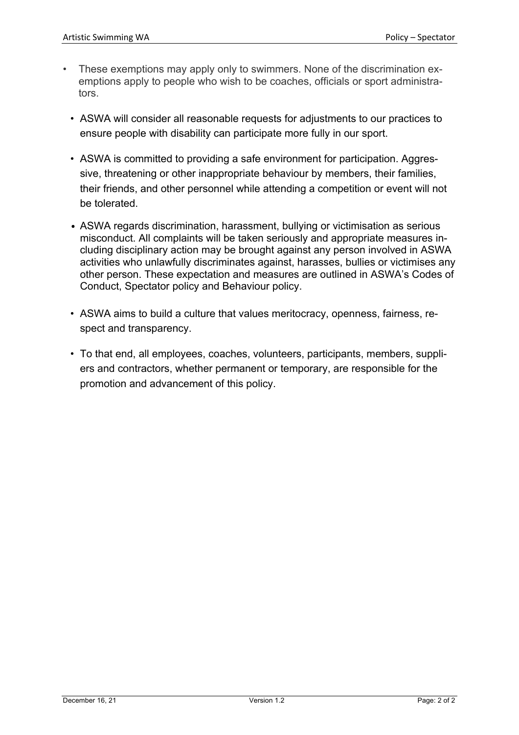- These exemptions may apply only to swimmers. None of the discrimination exemptions apply to people who wish to be coaches, officials or sport administrators.
- ASWA will consider all reasonable requests for adjustments to our practices to ensure people with disability can participate more fully in our sport.
- ASWA is committed to providing a safe environment for participation. Aggressive, threatening or other inappropriate behaviour by members, their families, their friends, and other personnel while attending a competition or event will not be tolerated.
- ASWA regards discrimination, harassment, bullying or victimisation as serious misconduct. All complaints will be taken seriously and appropriate measures including disciplinary action may be brought against any person involved in ASWA activities who unlawfully discriminates against, harasses, bullies or victimises any other person. These expectation and measures are outlined in ASWA's Codes of Conduct, Spectator policy and Behaviour policy.
- ASWA aims to build a culture that values meritocracy, openness, fairness, respect and transparency.
- To that end, all employees, coaches, volunteers, participants, members, suppliers and contractors, whether permanent or temporary, are responsible for the promotion and advancement of this policy.